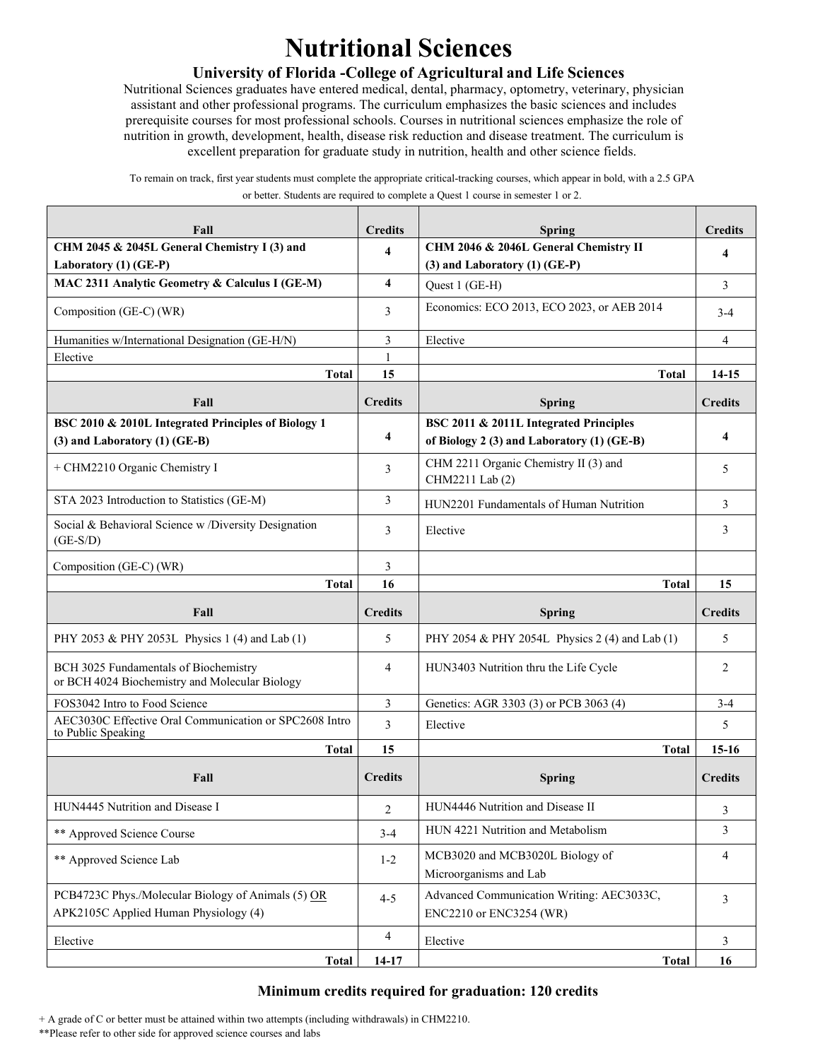# Nutritional Sciences

## University of Florida -College of Agricultural and Life Sciences

Nutritional Sciences graduates have entered medical, dental, pharmacy, optometry, veterinary, physician assistant and other professional programs. The curriculum emphasizes the basic sciences and includes prerequisite courses for most professional schools. Courses in nutritional sciences emphasize the role of nutrition in growth, development, health, disease risk reduction and disease treatment. The curriculum is excellent preparation for graduate study in nutrition, health and other science fields.

To remain on track, first year students must complete the appropriate critical-tracking courses, which appear in bold, with a 2.5 GPA or better. Students are required to complete a Quest 1 course in semester 1 or 2.

| Fall | Credits | Spring | Credits |
|---|---|---|---|
| **CHM 2045 & 2045L General Chemistry I (3) and Laboratory (1) (GE-P)** | **4** | **CHM 2046 & 2046L General Chemistry II (3) and Laboratory (1) (GE-P)** | **4** |
| **MAC 2311 Analytic Geometry & Calculus I (GE-M)** | **4** | Quest 1 (GE-H) | 3 |
| Composition (GE-C) (WR) | 3 | Economics: ECO 2013, ECO 2023, or AEB 2014 | 3-4 |
| Humanities w/International Designation (GE-H/N) | 3 | Elective | 4 |
| Elective | 1 | | |
| **Total** | **15** | **Total** | **14-15** |
| **Fall** | **Credits** | **Spring** | **Credits** |
| **BSC 2010 & 2010L Integrated Principles of Biology 1 (3) and Laboratory (1) (GE-B)** | **4** | **BSC 2011 & 2011L Integrated Principles of Biology 2 (3) and Laboratory (1) (GE-B)** | **4** |
| + CHM2210 Organic Chemistry I | 3 | CHM 2211 Organic Chemistry II (3) and CHM2211 Lab (2) | 5 |
| STA 2023 Introduction to Statistics (GE-M) | 3 | HUN2201 Fundamentals of Human Nutrition | 3 |
| Social & Behavioral Science w /Diversity Designation (GE-S/D) | 3 | Elective | 3 |
| Composition (GE-C) (WR) | 3 | | |
| **Total** | **16** | **Total** | **15** |
| **Fall** | **Credits** | **Spring** | **Credits** |
| PHY 2053 & PHY 2053L Physics 1 (4) and Lab (1) | 5 | PHY 2054 & PHY 2054L Physics 2 (4) and Lab (1) | 5 |
| BCH 3025 Fundamentals of Biochemistry or BCH 4024 Biochemistry and Molecular Biology | 4 | HUN3403 Nutrition thru the Life Cycle | 2 |
| FOS3042 Intro to Food Science | 3 | Genetics: AGR 3303 (3) or PCB 3063 (4) | 3-4 |
| AEC3030C Effective Oral Communication or SPC2608 Intro to Public Speaking | 3 | Elective | 5 |
| **Total** | **15** | **Total** | **15-16** |
| **Fall** | **Credits** | **Spring** | **Credits** |
| HUN4445 Nutrition and Disease I | 2 | HUN4446 Nutrition and Disease II | 3 |
| ** Approved Science Course | 3-4 | HUN 4221 Nutrition and Metabolism | 3 |
| ** Approved Science Lab | 1-2 | MCB3020 and MCB3020L Biology of Microorganisms and Lab | 4 |
| PCB4723C Phys./Molecular Biology of Animals (5) OR APK2105C Applied Human Physiology (4) | 4-5 | Advanced Communication Writing: AEC3033C, ENC2210 or ENC3254 (WR) | 3 |
| Elective | 4 | Elective | 3 |
| **Total** | **14-17** | **Total** | **16** |

**Minimum credits required for graduation: 120 credits**

+ A grade of C or better must be attained within two attempts (including withdrawals) in CHM2210.

**Please refer to other side for approved science courses and labs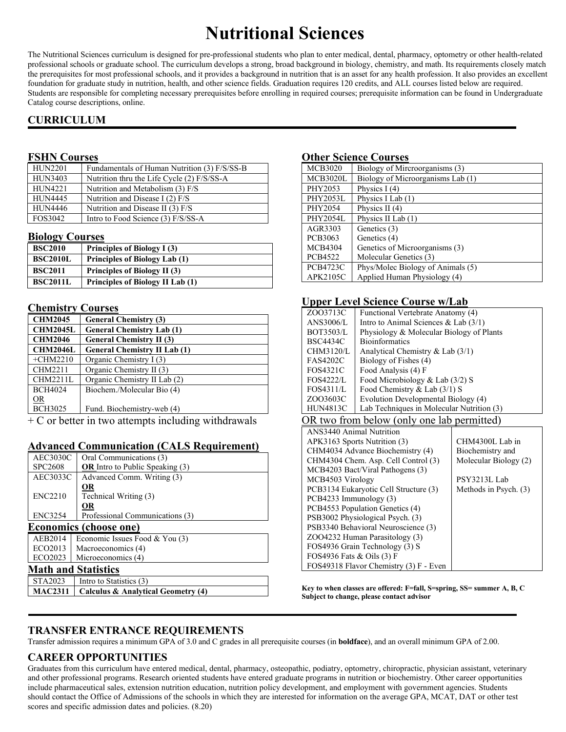# Nutritional Sciences

The Nutritional Sciences curriculum is designed for pre-professional students who plan to enter medical, dental, pharmacy, optometry or other health-related professional schools or graduate school. The curriculum develops a strong, broad background in biology, chemistry, and math. Its requirements closely match the prerequisites for most professional schools, and it provides a background in nutrition that is an asset for any health profession. It also provides an excellent foundation for graduate study in nutrition, health, and other science fields. Graduation requires 120 credits, and ALL courses listed below are required. Students are responsible for completing necessary prerequisites before enrolling in required courses; prerequisite information can be found in Undergraduate Catalog course descriptions, online.

## CURRICULUM

### FSHN Courses

| | |
|---|---|
| HUN2201 | Fundamentals of Human Nutrition (3) F/S/SS-B |
| HUN3403 | Nutrition thru the Life Cycle (2) F/S/SS-A |
| HUN4221 | Nutrition and Metabolism (3) F/S |
| HUN4445 | Nutrition and Disease I (2) F/S |
| HUN4446 | Nutrition and Disease II (3) F/S |
| FOS3042 | Intro to Food Science (3) F/S/SS-A |

### Biology Courses

| | |
|---|---|
| **BSC2010** | **Principles of Biology I (3)** |
| **BSC2010L** | **Principles of Biology Lab (1)** |
| **BSC2011** | **Principles of Biology II (3)** |
| **BSC2011L** | **Principles of Biology II Lab (1)** |

### Chemistry Courses

| | |
|---|---|
| **CHM2045** | **General Chemistry (3)** |
| **CHM2045L** | **General Chemistry Lab (1)** |
| **CHM2046** | **General Chemistry II (3)** |
| **CHM2046L** | **General Chemistry II Lab (1)** |
| +CHM2210 | Organic Chemistry I (3) |
| CHM2211 | Organic Chemistry II (3) |
| CHM2211L | Organic Chemistry II Lab (2) |
| BCH4024 OR BCH3025 | Biochem./Molecular Bio (4) Fund. Biochemistry-web (4) |

+ C or better in two attempts including withdrawals

### Advanced Communication (CALS Requirement)

| | |
|---|---|
| AEC3030C | Oral Communications (3) |
| SPC2608 | **OR** Intro to Public Speaking (3) |
| AEC3033C | Advanced Comm. Writing (3) |
| | **OR** |
| ENC2210 | Technical Writing (3) |
| | **OR** |
| ENC3254 | Professional Communications (3) |

### Economics (choose one)

| | |
|---|---|
| AEB2014 | Economic Issues Food & You (3) |
| ECO2013 | Macroeconomics (4) |
| ECO2023 | Microeconomics (4) |

### Math and Statistics

| | |
|---|---|
| STA2023 | Intro to Statistics (3) |
| **MAC2311** | **Calculus & Analytical Geometry (4)** |

### Other Science Courses

| | |
|---|---|
| MCB3020 | Biology of Mircroorganisms (3) |
| MCB3020L | Biology of Microorganisms Lab (1) |
| PHY2053 | Physics I (4) |
| PHY2053L | Physics I Lab (1) |
| PHY2054 | Physics II (4) |
| PHY2054L | Physics II Lab (1) |
| AGR3303 | Genetics (3) |
| PCB3063 | Genetics (4) |
| MCB4304 | Genetics of Microorganisms (3) |
| PCB4522 | Molecular Genetics (3) |
| PCB4723C | Phys/Molec Biology of Animals (5) |
| APK2105C | Applied Human Physiology (4) |

### Upper Level Science Course w/Lab

| | |
|---|---|
| ZOO3713C | Functional Vertebrate Anatomy (4) |
| ANS3006/L | Intro to Animal Sciences & Lab (3/1) |
| BOT3503/L | Physiology & Molecular Biology of Plants |
| BSC4434C | Bioinformatics |
| CHM3120/L | Analytical Chemistry & Lab (3/1) |
| FAS4202C | Biology of Fishes (4) |
| FOS4321C | Food Analysis (4) F |
| FOS4222/L | Food Microbiology & Lab (3/2) S |
| FOS4311/L | Food Chemistry & Lab (3/1) S |
| ZOO3603C | Evolution Developmental Biology (4) |
| HUN4813C | Lab Techniques in Molecular Nutrition (3) |

OR two from below (only one lab permitted)

| | |
|---|---|
| ANS3440 Animal Nutrition | |
| APK3163 Sports Nutrition (3) | CHM4300L Lab in Biochemistry and Molecular Biology (2) |
| CHM4034 Advance Biochemistry (4) | |
| CHM4304 Chem. Asp. Cell Control (3) | |
| MCB4203 Bact/Viral Pathogens (3) | |
| MCB4503 Virology | PSY3213L Lab Methods in Psych. (3) |
| PCB3134 Eukaryotic Cell Structure (3) | |
| PCB4233 Immunology (3) | |
| PCB4553 Population Genetics (4) | |
| PSB3002 Physiological Psych. (3) | |
| PSB3340 Behavioral Neuroscience (3) | |
| ZOO4232 Human Parasitology (3) | |
| FOS4936 Grain Technology (3) S | |
| FOS4936 Fats & Oils (3) F | |
| FOS49318 Flavor Chemistry (3) F - Even | |

**Key to when classes are offered: F=fall, S=spring, SS= summer A, B, C**
**Subject to change, please contact advisor**

## TRANSFER ENTRANCE REQUIREMENTS

Transfer admission requires a minimum GPA of 3.0 and C grades in all prerequisite courses (in **boldface**), and an overall minimum GPA of 2.00.

## CAREER OPPORTUNITIES

Graduates from this curriculum have entered medical, dental, pharmacy, osteopathic, podiatry, optometry, chiropractic, physician assistant, veterinary and other professional programs. Research oriented students have entered graduate programs in nutrition or biochemistry. Other career opportunities include pharmaceutical sales, extension nutrition education, nutrition policy development, and employment with government agencies. Students should contact the Office of Admissions of the schools in which they are interested for information on the average GPA, MCAT, DAT or other test scores and specific admission dates and policies. (8.20)